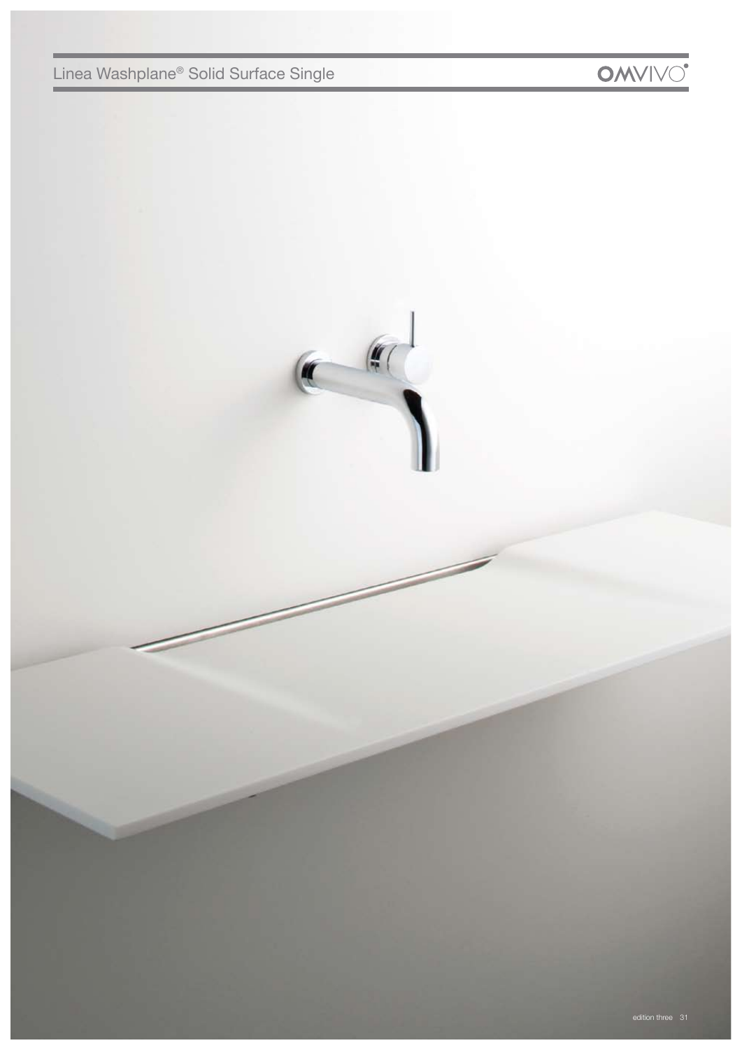# Linea Washplane® Solid Surface Single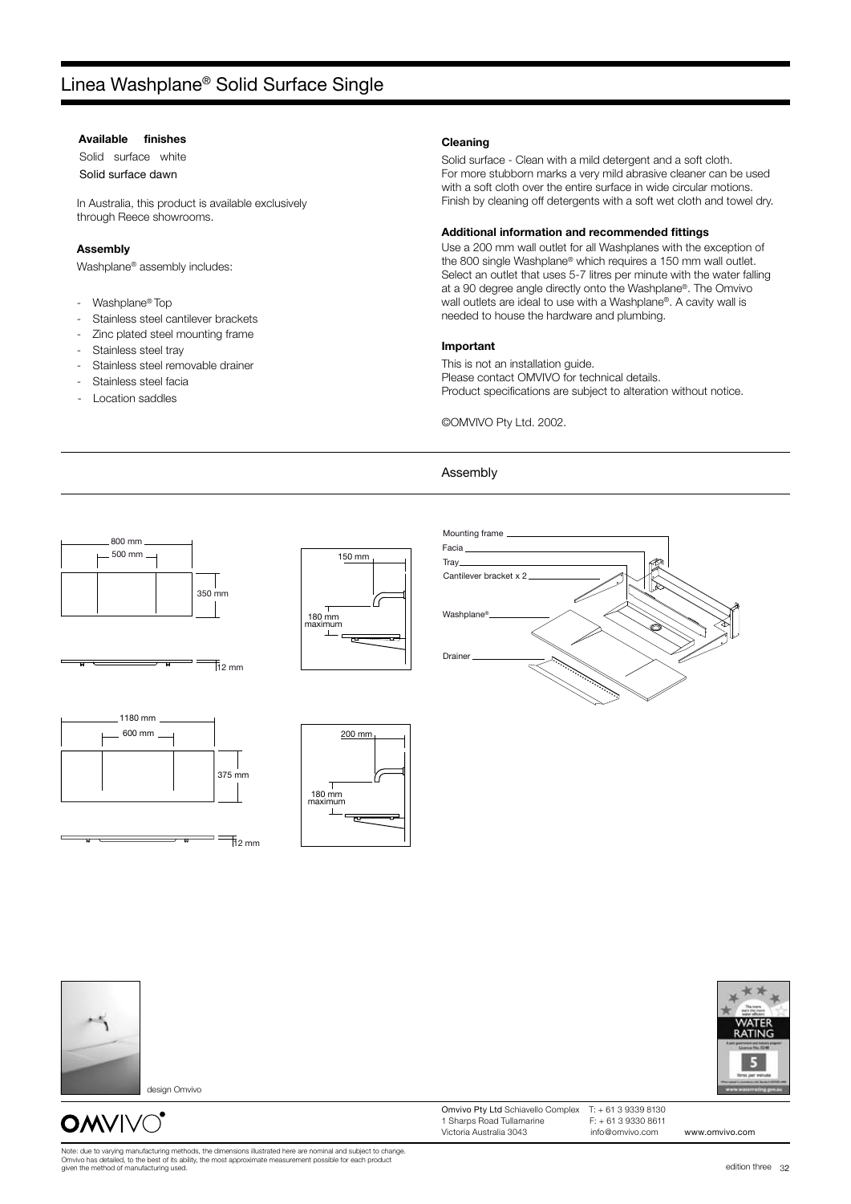# Linea Washplane® Solid Surface Single

**Available finishes**

Solid surface white

Solid surface dawn

In Australia, this product is available exclusively through Reece showrooms.

**Assembly**

Washplane® assembly includes:

- Washplane® Top
- Stainless steel cantilever brackets
- Zinc plated steel mounting frame
- Stainless steel tray
- Stainless steel removable drainer
- Stainless steel facia
- Location saddles

**Cleaning**

Solid surface - Clean with a mild detergent and a soft cloth. For more stubborn marks a very mild abrasive cleaner can be used with a soft cloth over the entire surface in wide circular motions. Finish by cleaning off detergents with a soft wet cloth and towel dry.

**Additional information and recommended fittings**

Use a 200 mm wall outlet for all Washplanes with the exception of the 800 single Washplane® which requires a 150 mm wall outlet. Select an outlet that uses 5-7 litres per minute with the water falling at a 90 degree angle directly onto the Washplane®. The Omvivo wall outlets are ideal to use with a Washplane®. A cavity wall is needed to house the hardware and plumbing.

**Important**

This is not an installation guide.
Please contact OMVIVO for technical details.
Product specifications are subject to alteration without notice.

©OMVIVO Pty Ltd. 2002.

## Assembly

800 mm
500 mm
350 mm
12 mm

150 mm
180 mm maximum

1180 mm
600 mm
375 mm
12 mm

200 mm
180 mm maximum

Mounting frame
Facia
Tray
Cantilever bracket x 2
Washplane®
Drainer

design Omvivo

OMVIVO

Omvivo Pty Ltd Schiavello Complex
1 Sharps Road Tullamarine
Victoria Australia 3043

T: + 61 3 9339 8130
F: + 61 3 9330 8611
info@omvivo.com

www.omvivo.com

Note: due to varying manufacturing methods, the dimensions illustrated here are nominal and subject to change. Omvivo has detailed, to the best of its ability, the most approximate measurement possible for each product given the method of manufacturing used.

edition three